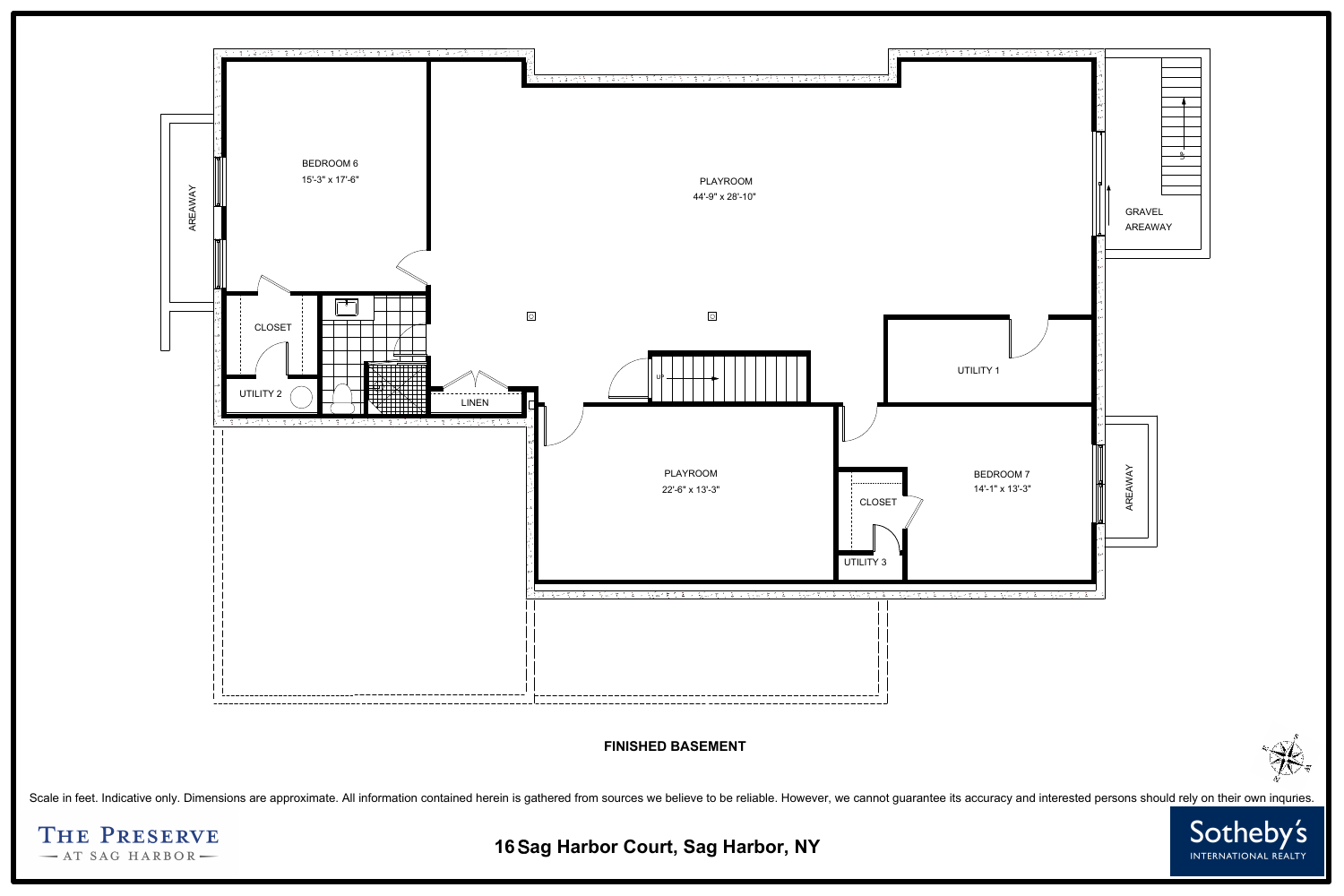BEDROOM 6
15'-3" x 17'-6"

AREAWAY

CLOSET

UTILITY 2

LINEN

PLAYROOM
44'-9" x 28'-10"

UP

UTILITY 1

GRAVEL
AREAWAY

UP

PLAYROOM
22'-6" x 13'-3"

CLOSET

UTILITY 3

BEDROOM 7
14'-1" x 13'-3"

AREAWAY

**FINISHED BASEMENT**

Scale in feet. Indicative only. Dimensions are approximate. All information contained herein is gathered from sources we believe to be reliable. However, we cannot guarantee its accuracy and interested persons should rely on their own inquries.

THE PRESERVE
— AT SAG HARBOR —

**16 Sag Harbor Court, Sag Harbor, NY**

Sotheby's
INTERNATIONAL REALTY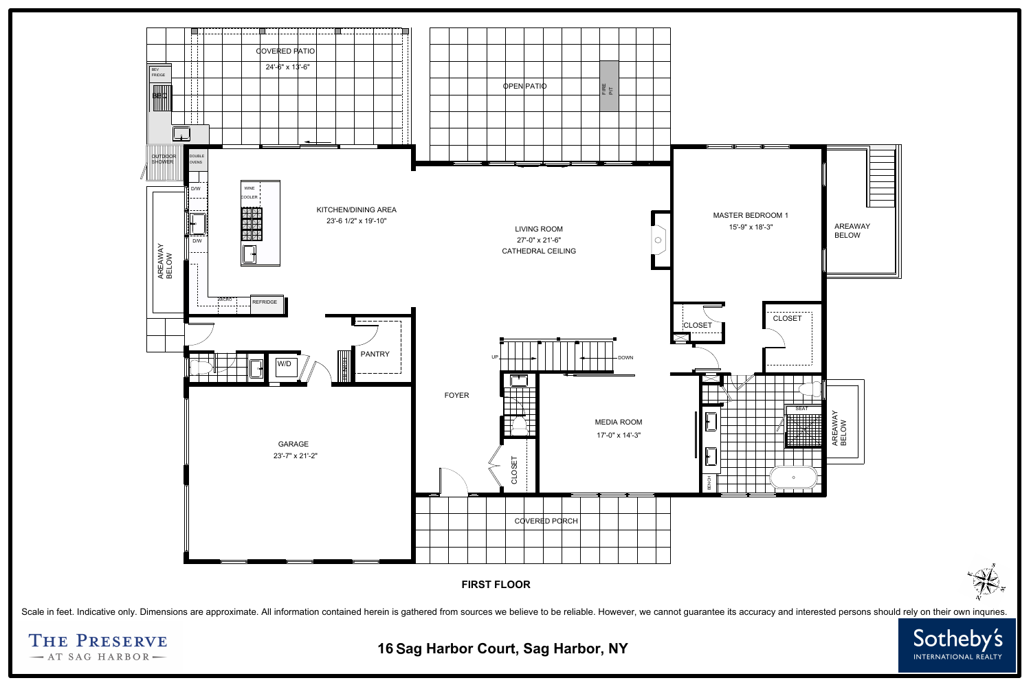COVERED PATIO
24'-6" x 13'-6"

OPEN PATIO

FIRE PIT

BEV FRIDGE

OUTDOOR SHOWER

DOUBLE OVENS

D/W

WINE COOLER

KITCHEN/DINING AREA
23'-6 1/2" x 19'-10"

LIVING ROOM
27'-0" x 21'-6"
CATHEDRAL CEILING

MASTER BEDROOM 1
15'-9" x 18'-3"

AREAWAY BELOW

AREAWAY BELOW

D/W

ZBERO

REFRIDGE

CLOSET

CLOSET

PANTRY

W/D

UP

DOWN

FOYER

MEDIA ROOM
17'-0" x 14'-3"

SEAT

AREAWAY BELOW

GARAGE
23'-7" x 21'-2"

CLOSET

BENCH

COVERED PORCH

**FIRST FLOOR**

Scale in feet. Indicative only. Dimensions are approximate. All information contained herein is gathered from sources we believe to be reliable. However, we cannot guarantee its accuracy and interested persons should rely on their own inquries.

THE PRESERVE — AT SAG HARBOR —

**16 Sag Harbor Court, Sag Harbor, NY**

Sotheby's INTERNATIONAL REALTY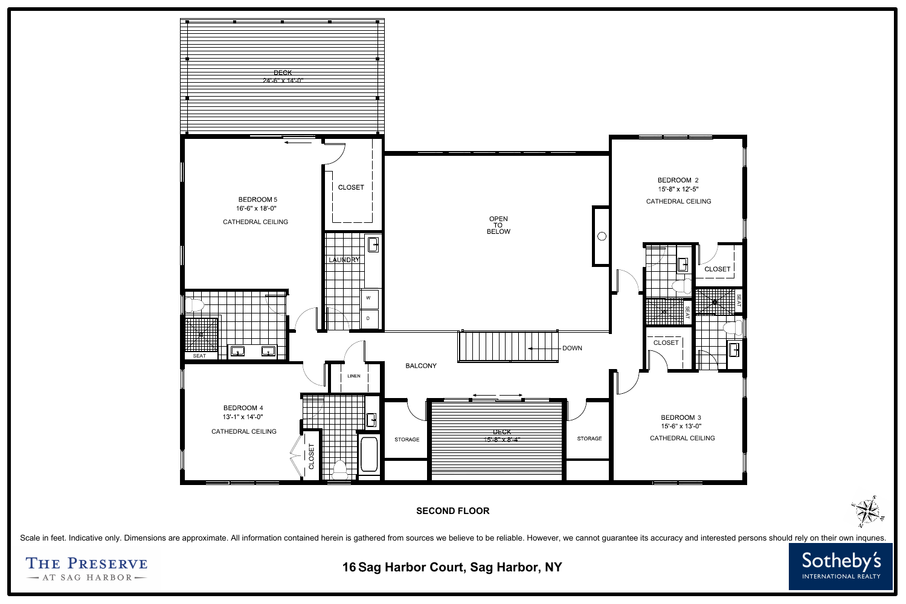DECK
24'-6" x 14'-0"

BEDROOM 5
16'-6" x 18'-0"
CATHEDRAL CEILING

CLOSET

LAUNDRY

W

D

OPEN
TO
BELOW

BEDROOM 2
15'-8" x 12'-5"
CATHEDRAL CEILING

CLOSET

SEAT

SEAT

CLOSET

SEAT

DOWN

BALCONY

LINEN

BEDROOM 4
13'-1" x 14'-0"
CATHEDRAL CEILING

CLOSET

STORAGE

DECK
15'-8" x 8'-4"

STORAGE

BEDROOM 3
15'-6" x 13'-0"
CATHEDRAL CEILING

**SECOND FLOOR**

Scale in feet. Indicative only. Dimensions are approximate. All information contained herein is gathered from sources we believe to be reliable. However, we cannot guarantee its accuracy and interested persons should rely on their own inquries.

THE PRESERVE
— AT SAG HARBOR —

**16 Sag Harbor Court, Sag Harbor, NY**

Sotheby's
INTERNATIONAL REALTY